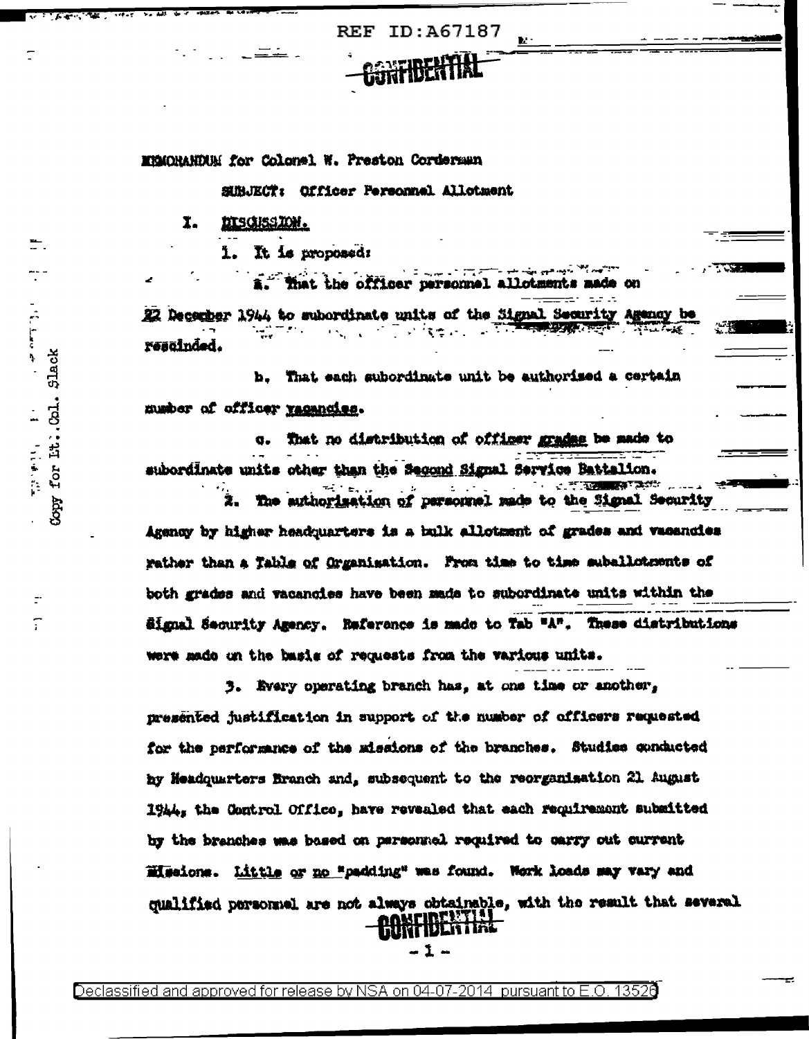REF ID:A67187

CONFIDENTIAL

MEMORANDUM for Colonel W. Preston Corderman

SUBJECT: Officer Personnel Allotment

Copy for Lt. Col. Slack

I. DISCUSSION.

1. It is proposed:

a. That the officer personnel allotments made on 22 December 1944 to subordinate units of the Signal Security Agency be rescinded.

b. That each subordinate unit be authorized a certain number of officer vacancies.

c. That no distribution of officer grades be made to subordinate units other than the Second Signal Service Battalion.

2. The authorization of personnel made to the Signal Security Agency by higher headquarters is a bulk allotment of grades and vacancies rather than a Table of Organization. From time to time suballotments of both grades and vacancies have been made to subordinate units within the Signal Security Agency. Reference is made to Tab "A". These distributions were made on the basis of requests from the various units.

3. Every operating branch has, at one time or another, presented justification in support of the number of officers requested for the performance of the missions of the branches. Studies conducted by Headquarters Branch and, subsequent to the reorganization 21 August 1944, the Control Office, have revealed that each requirement submitted by the branches was based on personnel required to carry out current missions. Little or no "padding" was found. Work loads may vary and qualified personnel are not always obtainable, with the result that several

CONFIDENTIAL

Declassified and approved for release by NSA on 04-07-2014 pursuant to E.O. 13526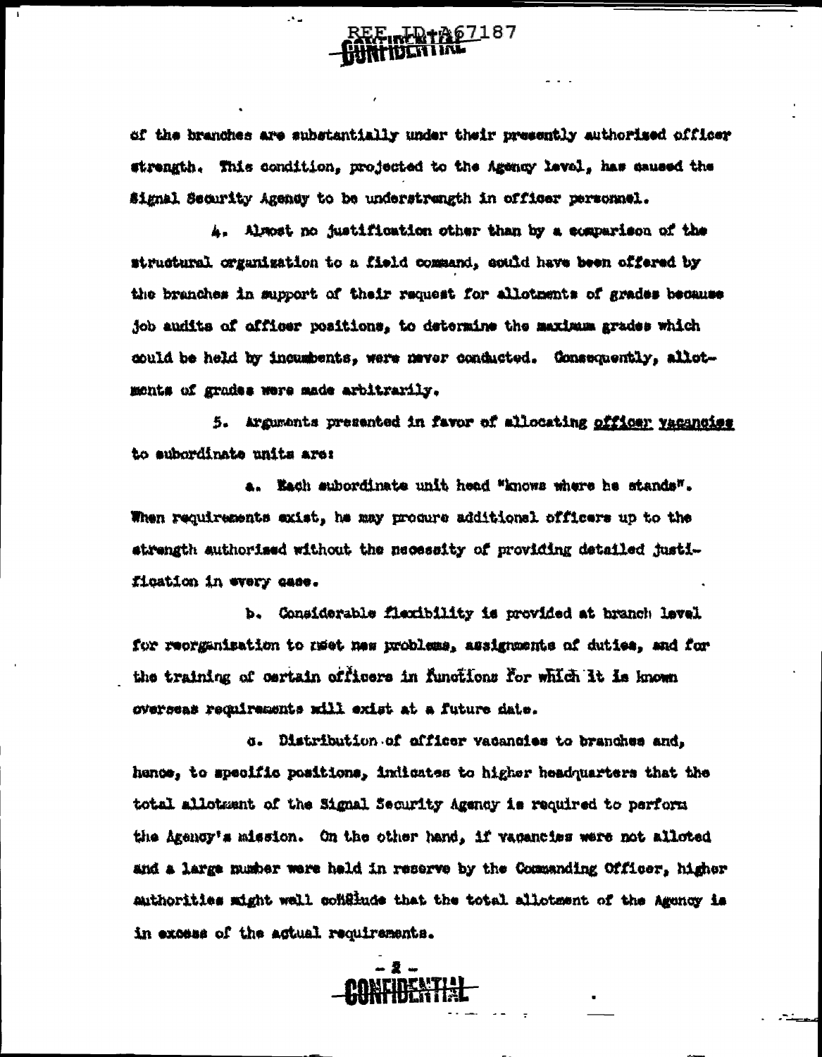of the branches are substantially under their presently authorized officer strength. This condition, projected to the Agency level, has caused the Signal Security Agency to be understrength in officer personnel.

4. Almost no justification other than by a comparison of the structural organization to a field command, could have been offered by the branches in support of their request for allotments of grades because job audits of officer positions, to determine the maximum grades which could be held by incumbents, were never conducted. Consequently, allotments of grades were made arbitrarily.

5. Arguments presented in favor of allocating <u>officer vacancies</u> to subordinate units are:

a. Each subordinate unit head "knows where he stands". When requirements exist, he may procure additional officers up to the strength authorized without the necessity of providing detailed justification in every case.

b. Considerable flexibility is provided at branch level for reorganization to meet new problems, assignments of duties, and for the training of certain officers in functions for which it is known overseas requirements will exist at a future date.

c. Distribution of officer vacancies to branches and, hence, to specific positions, indicates to higher headquarters that the total allotment of the Signal Security Agency is required to perform the Agency's mission. On the other hand, if vacancies were not alloted and a large number were held in reserve by the Commanding Officer, higher authorities might well conclude that the total allotment of the Agency is in excess of the actual requirements.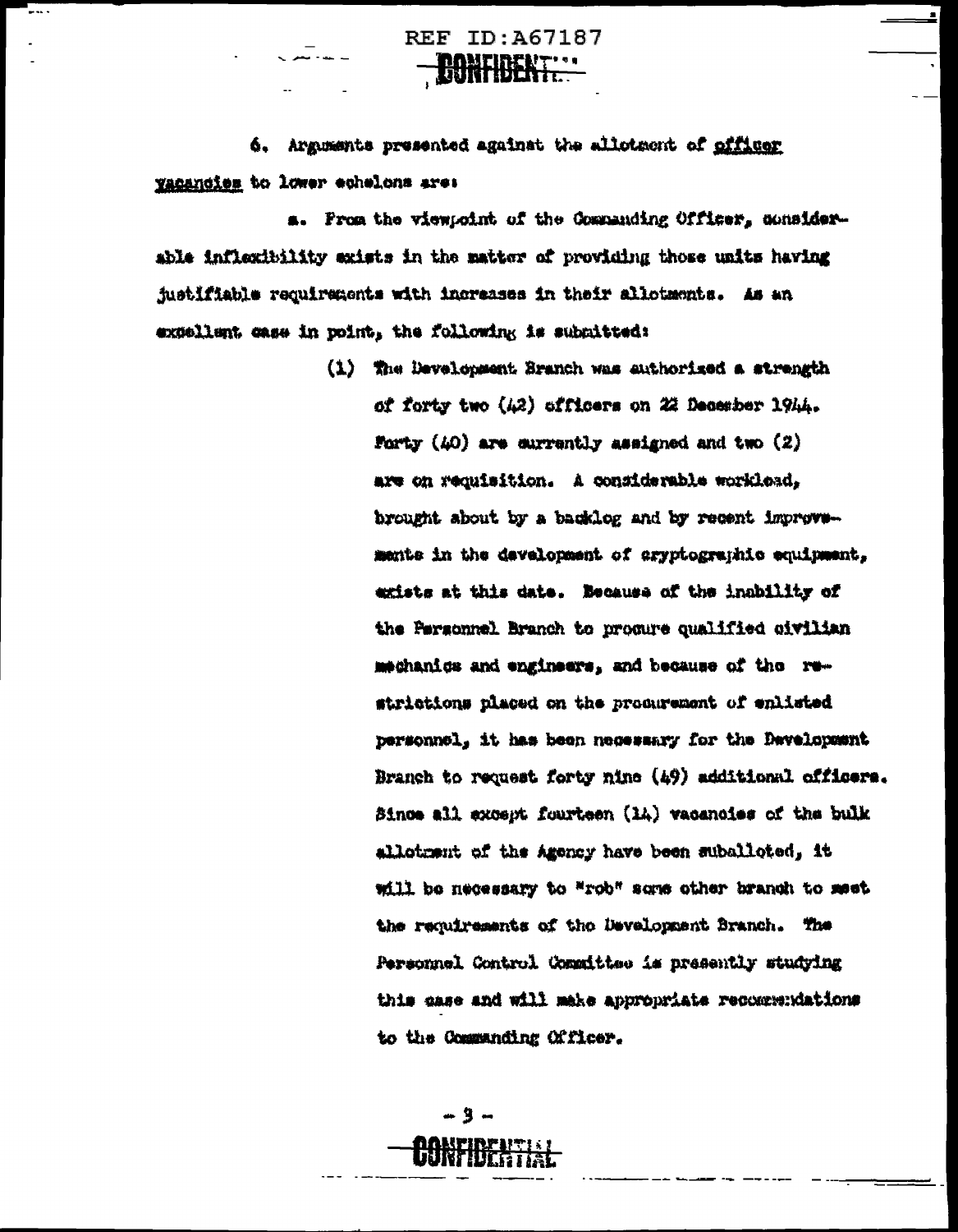6. Arguments presented against the allotment of officer vacancies to lower echelons are:

a. From the viewpoint of the Commanding Officer, considerable inflexibility exists in the matter of providing those units having justifiable requirements with increases in their allotments. As an excellent case in point, the following is submitted:

(1) The Development Branch was authorized a strength of forty two (42) officers on 22 December 1944. Forty (40) are currently assigned and two (2) are on requisition. A considerable workload, brought about by a backlog and by recent improvements in the development of cryptographic equipment, exists at this date. Because of the inability of the Personnel Branch to procure qualified civilian mechanics and engineers, and because of the restrictions placed on the procurement of enlisted personnel, it has been necessary for the Development Branch to request forty nine (49) additional officers. Since all except fourteen (14) vacancies of the bulk allotment of the Agency have been suballoted, it will be necessary to "rob" some other branch to meet the requirements of the Development Branch. The Personnel Control Committee is presently studying this case and will make appropriate recommendations to the Commanding Officer.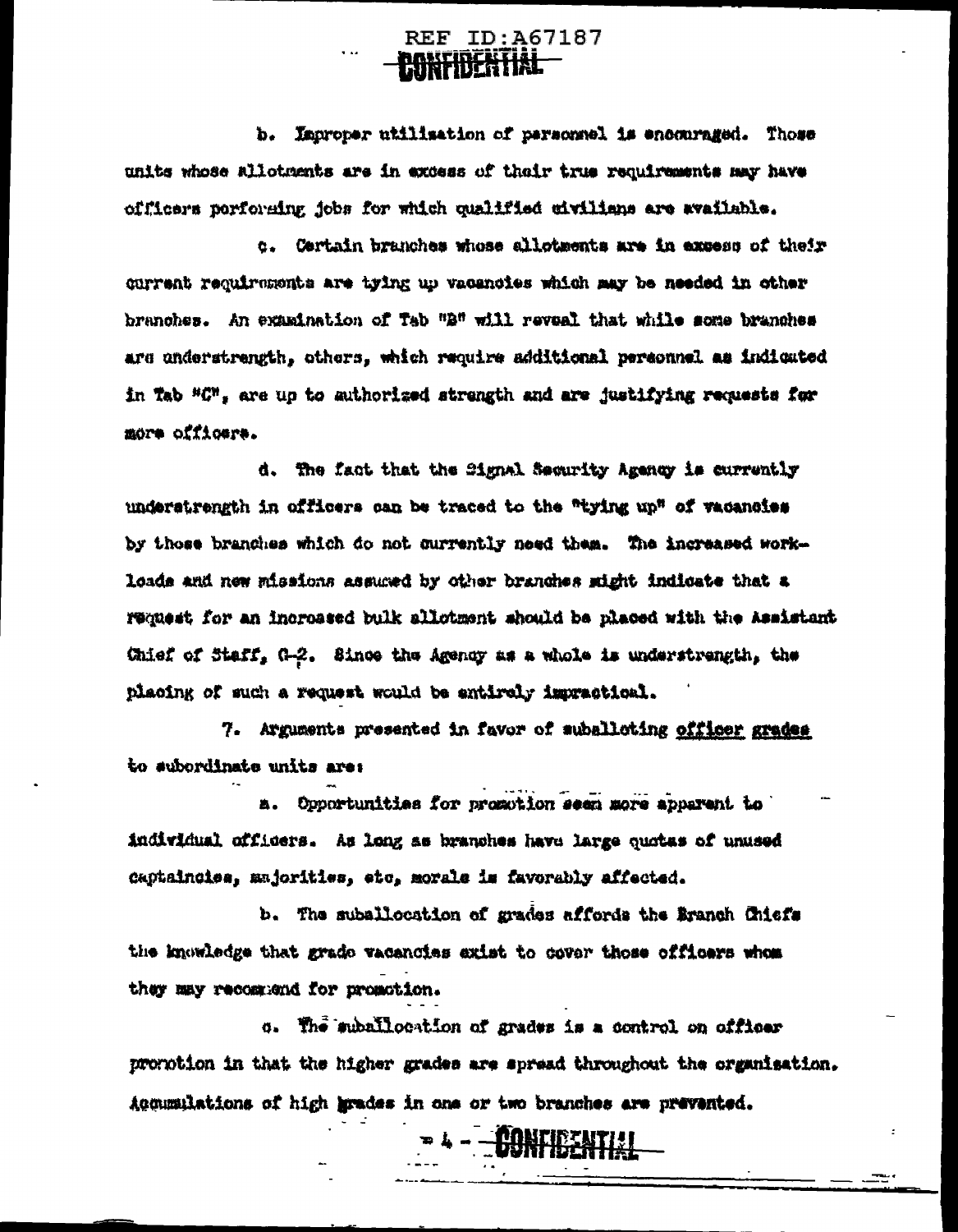b. Improper utilization of personnel is encouraged. Those units whose allotments are in excess of their true requirements may have officers performing jobs for which qualified civilians are available.

c. Certain branches whose allotments are in excess of their current requirements are tying up vacancies which may be needed in other branches. An examination of Tab "B" will reveal that while some branches are understrength, others, which require additional personnel as indicated in Tab "C", are up to authorized strength and are justifying requests for more officers.

d. The fact that the Signal Security Agency is currently understrength in officers can be traced to the "tying up" of vacancies by those branches which do not currently need them. The increased workloads and new missions assumed by other branches might indicate that a request for an increased bulk allotment should be placed with the Assistant Chief of Staff, G-2. Since the Agency as a whole is understrength, the placing of such a request would be entirely impractical.

7. Arguments presented in favor of suballoting officer grades to subordinate units are:

a. Opportunities for promotion seem more apparent to individual officers. As long as branches have large quotas of unused captaincies, majorities, etc, morale is favorably affected.

b. The suballocation of grades affords the Branch Chiefs the knowledge that grade vacancies exist to cover those officers whom they may recommend for promotion.

c. The suballocation of grades is a control on officer promotion in that the higher grades are spread throughout the organization. Accumulations of high grades in one or two branches are prevented.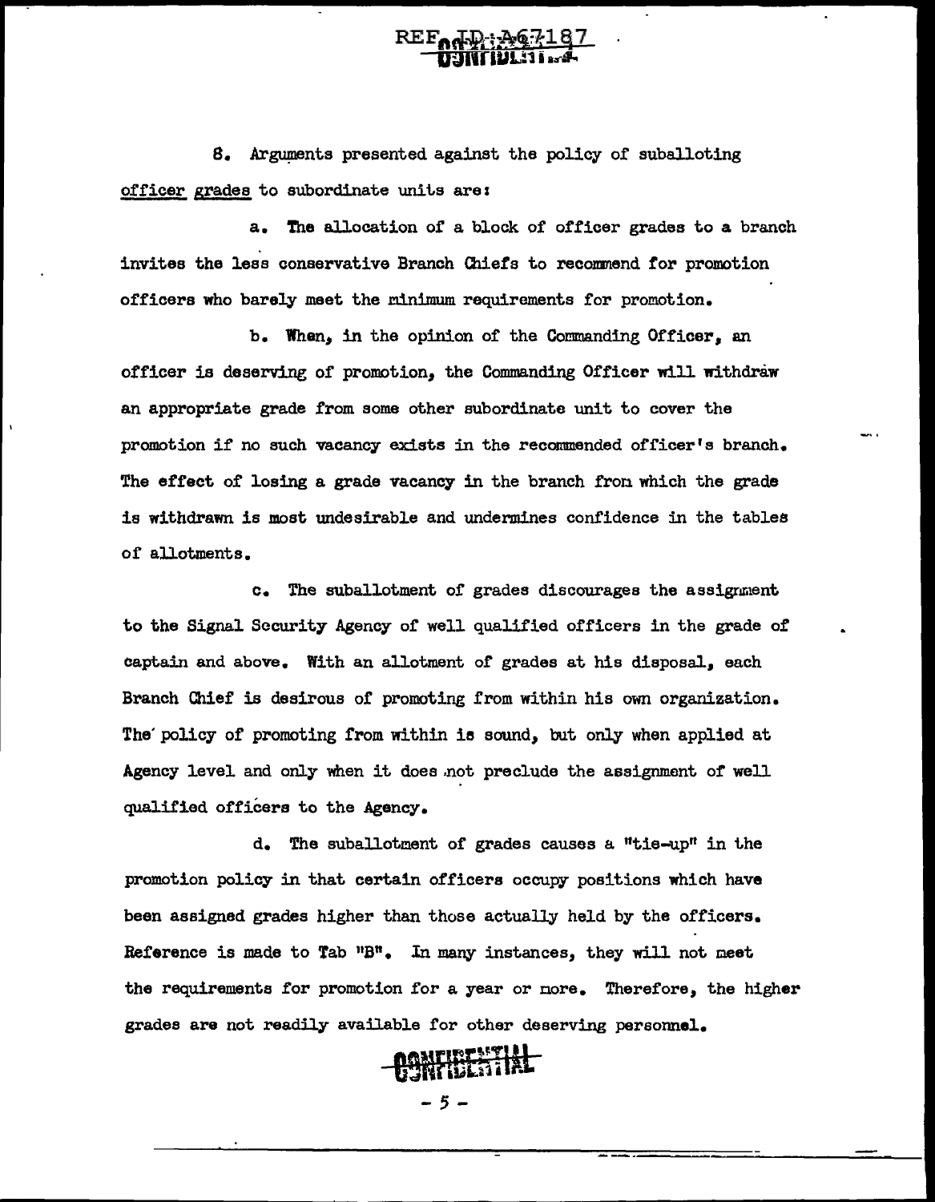8. Arguments presented against the policy of suballoting officer grades to subordinate units are:

a. The allocation of a block of officer grades to a branch invites the less conservative Branch Chiefs to recommend for promotion officers who barely meet the minimum requirements for promotion.

b. When, in the opinion of the Commanding Officer, an officer is deserving of promotion, the Commanding Officer will withdraw an appropriate grade from some other subordinate unit to cover the promotion if no such vacancy exists in the recommended officer's branch. The effect of losing a grade vacancy in the branch from which the grade is withdrawn is most undesirable and undermines confidence in the tables of allotments.

c. The suballotment of grades discourages the assignment to the Signal Security Agency of well qualified officers in the grade of captain and above. With an allotment of grades at his disposal, each Branch Chief is desirous of promoting from within his own organization. The policy of promoting from within is sound, but only when applied at Agency level and only when it does not preclude the assignment of well qualified officers to the Agency.

d. The suballotment of grades causes a "tie-up" in the promotion policy in that certain officers occupy positions which have been assigned grades higher than those actually held by the officers. Reference is made to Tab "B". In many instances, they will not meet the requirements for promotion for a year or more. Therefore, the higher grades are not readily available for other deserving personnel.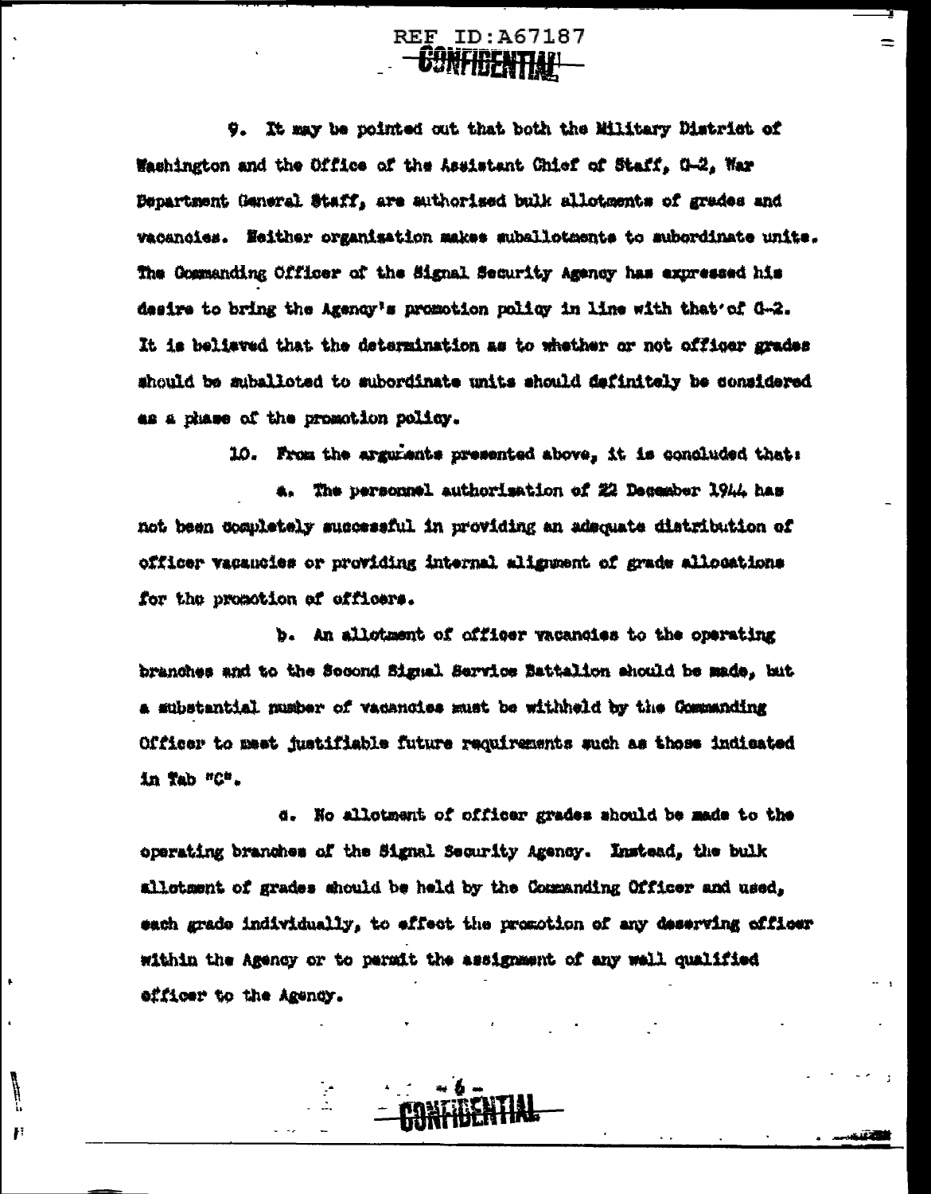9. It may be pointed out that both the Military District of Washington and the Office of the Assistant Chief of Staff, G-2, War Department General Staff, are authorized bulk allotments of grades and vacancies. Neither organization makes suballotments to subordinate units. The Commanding Officer of the Signal Security Agency has expressed his desire to bring the Agency's promotion policy in line with that of G-2. It is believed that the determination as to whether or not officer grades should be suballoted to subordinate units should definitely be considered as a phase of the promotion policy.

10. From the arguments presented above, it is concluded that:

a. The personnel authorization of 22 December 1944 has not been completely successful in providing an adequate distribution of officer vacancies or providing internal alignment of grade allocations for the promotion of officers.

b. An allotment of officer vacancies to the operating branches and to the Second Signal Service Battalion should be made, but a substantial number of vacancies must be withheld by the Commanding Officer to meet justifiable future requirements such as those indicated in Tab "C".

c. No allotment of officer grades should be made to the operating branches of the Signal Security Agency. Instead, the bulk allotment of grades should be held by the Commanding Officer and used, each grade individually, to effect the promotion of any deserving officer within the Agency or to permit the assignment of any well qualified officer to the Agency.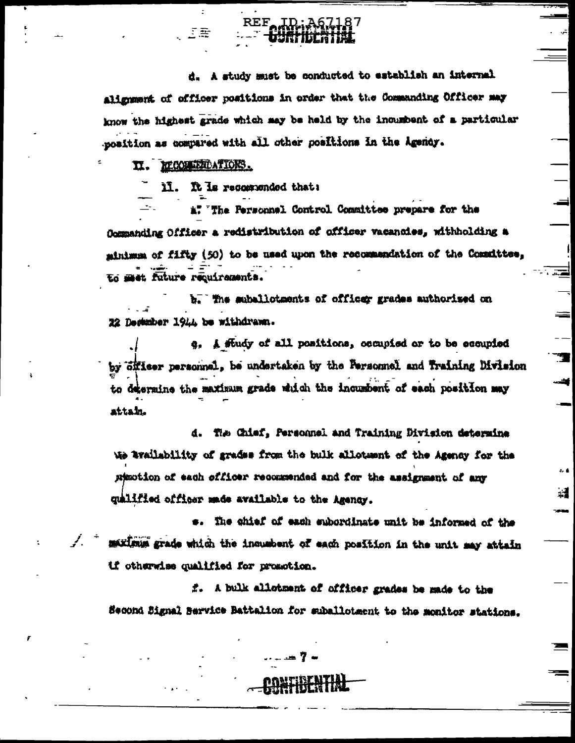d. A study must be conducted to establish an internal alignment of officer positions in order that the Commanding Officer may know the highest grade which may be held by the incumbent of a particular position as compared with all other positions in the Agency.

II. RECOMMENDATIONS.

11. It is recommended that:

a. The Personnel Control Committee prepare for the Commanding Officer a redistribution of officer vacancies, withholding a minimum of fifty (50) to be used upon the recommendation of the Committee, to meet future requirements.

b. The suballotments of officer grades authorized on 22 December 1944 be withdrawn.

c. A study of all positions, occupied or to be occupied by officer personnel, be undertaken by the Personnel and Training Division to determine the maximum grade which the incumbent of each position may attain.

d. The Chief, Personnel and Training Division determine the availability of grades from the bulk allotment of the Agency for the promotion of each officer recommended and for the assignment of any qualified officer made available to the Agency.

e. The chief of each subordinate unit be informed of the maximum grade which the incumbent of each position in the unit may attain if otherwise qualified for promotion.

f. A bulk allotment of officer grades be made to the Second Signal Service Battalion for suballotment to the monitor stations.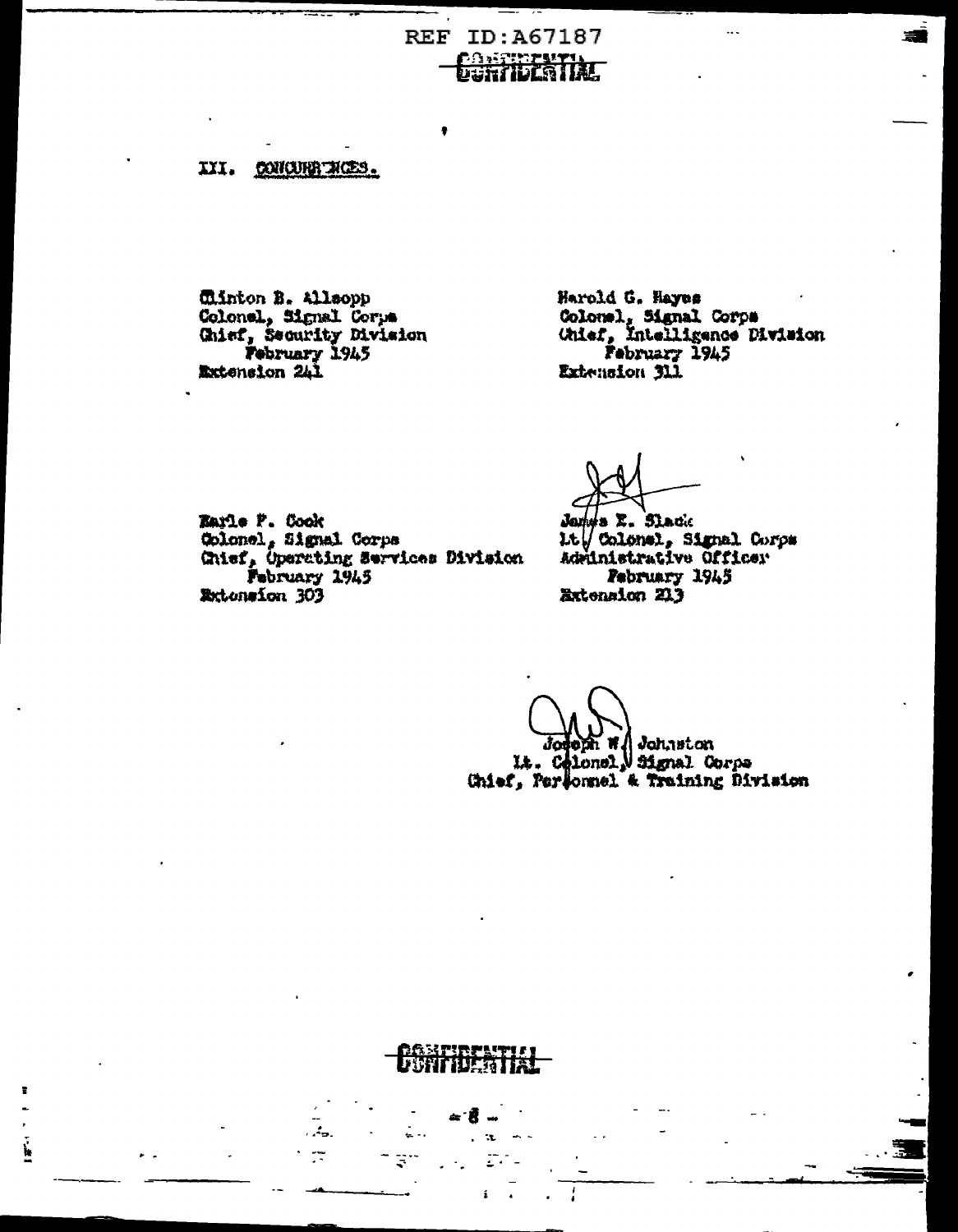REF ID:A67187

CONFIDENTIAL

## III. CONCURRENCES.

Clinton B. Allsopp
Colonel, Signal Corps
Chief, Security Division
February 1945
Extension 241

Harold G. Hayes
Colonel, Signal Corps
Chief, Intelligence Division
February 1945
Extension 311

Earle F. Cook
Colonel, Signal Corps
Chief, Operating Services Division
February 1945
Extension 303

James E. Slack
Lt. Colonel, Signal Corps
Administrative Officer
February 1945
Extension 213

Joseph W. Johnston
Lt. Colonel, Signal Corps
Chief, Personnel & Training Division

CONFIDENTIAL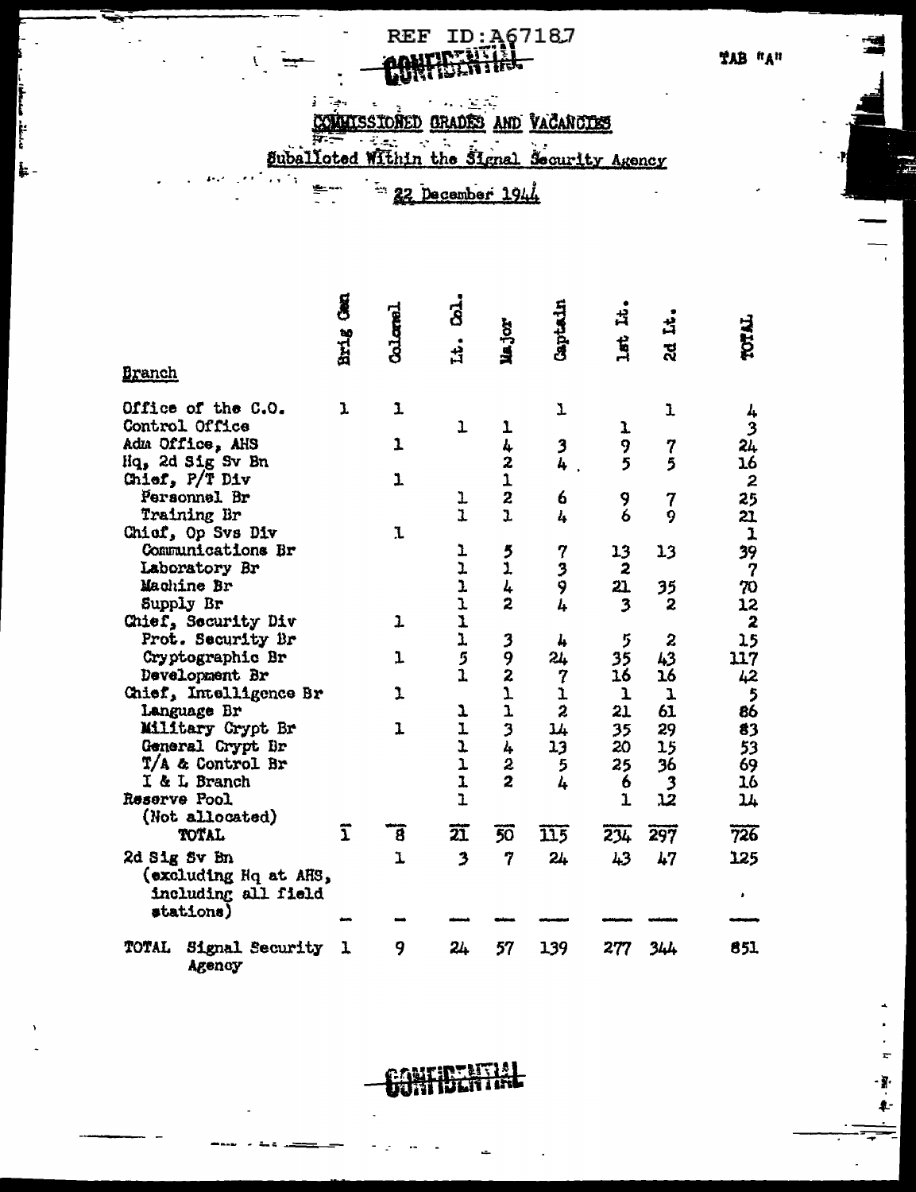REF ID:A67187

CONFIDENTIAL

TAB "A"

# COMMISSIONED GRADES AND VACANCIES

## Suballoted Within the Signal Security Agency

22 December 1944

| Branch | Brig Gen | Colonel | Lt. Col. | Major | Captain | 1st Lt. | 2d Lt. | TOTAL |
|---|---|---|---|---|---|---|---|---|
| Office of the C.O. | 1 | 1 | | | 1 | | 1 | 4 |
| Control Office | | | 1 | 1 | | 1 | | 3 |
| Adm Office, AHS | | 1 | | 4 | 3 | 9 | 7 | 24 |
| Hq, 2d Sig Sv Bn | | | | 2 | 4 | 5 | 5 | 16 |
| Chief, P/T Div | | 1 | | 1 | | | | 2 |
| Personnel Br | | | 1 | 2 | 6 | 9 | 7 | 25 |
| Training Br | | | 1 | 1 | 4 | 6 | 9 | 21 |
| Chief, Op Svs Div | | 1 | | | | | | 1 |
| Communications Br | | | 1 | 5 | 7 | 13 | 13 | 39 |
| Laboratory Br | | | 1 | 1 | 3 | 2 | | 7 |
| Machine Br | | | 1 | 4 | 9 | 21 | 35 | 70 |
| Supply Br | | | 1 | 2 | 4 | 3 | 2 | 12 |
| Chief, Security Div | | 1 | 1 | | | | | 2 |
| Prot. Security Br | | | 1 | 3 | 4 | 5 | 2 | 15 |
| Cryptographic Br | | 1 | 5 | 9 | 24 | 35 | 43 | 117 |
| Development Br | | | 1 | 2 | 7 | 16 | 16 | 42 |
| Chief, Intelligence Br | | 1 | | 1 | 1 | 1 | 1 | 5 |
| Language Br | | | 1 | 1 | 2 | 21 | 61 | 86 |
| Military Crypt Br | | 1 | 1 | 3 | 14 | 35 | 29 | 83 |
| General Crypt Br | | | 1 | 4 | 13 | 20 | 15 | 53 |
| T/A & Control Br | | | 1 | 2 | 5 | 25 | 36 | 69 |
| I & L Branch | | | 1 | 2 | 4 | 6 | 3 | 16 |
| Reserve Pool (Not allocated) | | | 1 | | | 1 | 12 | 14 |
| TOTAL | 1 | 8 | 21 | 50 | 115 | 234 | 297 | 726 |
| 2d Sig Sv Bn (excluding Hq at AHS, including all field stations) | | 1 | 3 | 7 | 24 | 43 | 47 | 125 |
| TOTAL Signal Security Agency | 1 | 9 | 24 | 57 | 139 | 277 | 344 | 851 |

CONFIDENTIAL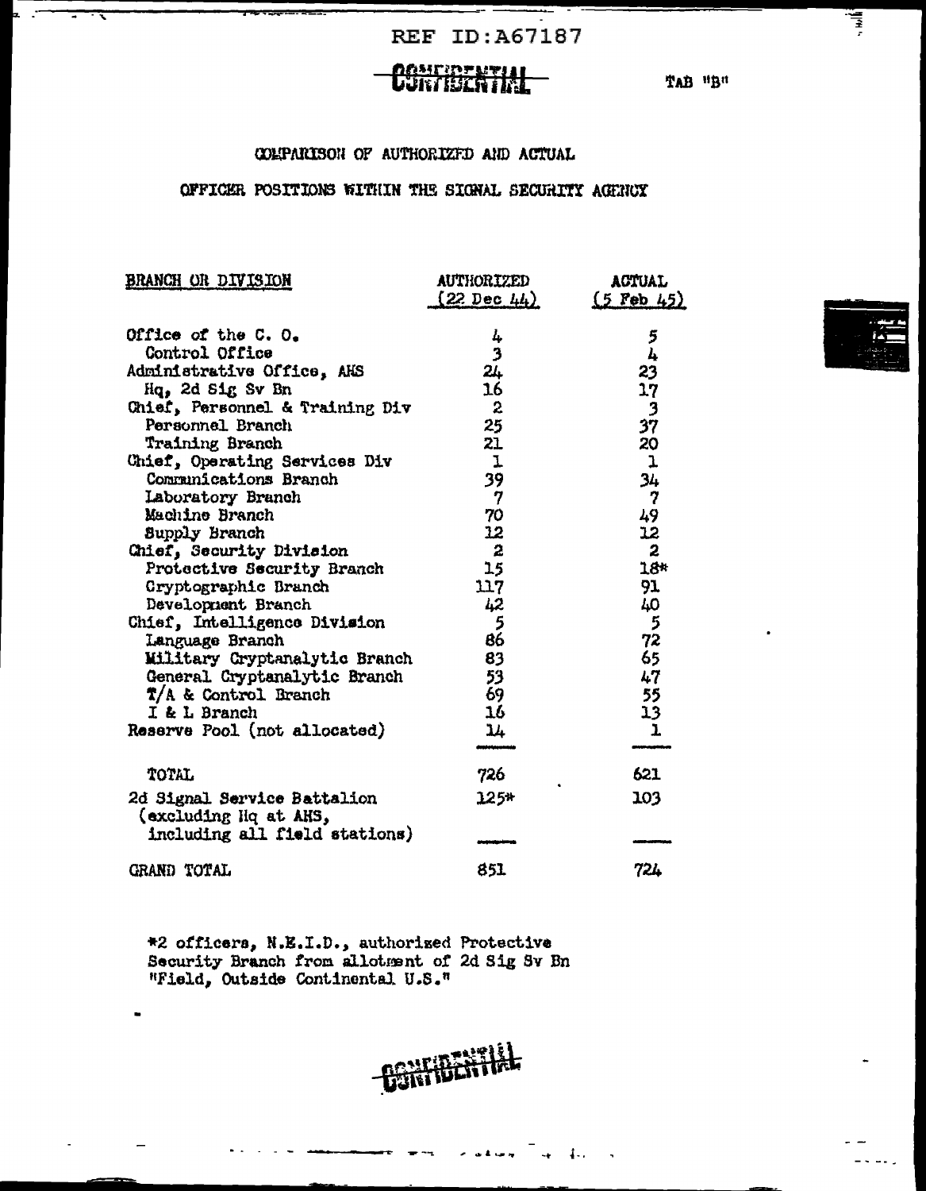REF ID:A67187

CONFIDENTIAL

TAB "B"

COMPARISON OF AUTHORIZED AND ACTUAL

OFFICER POSITIONS WITHIN THE SIGNAL SECURITY AGENCY

| BRANCH OR DIVISION | AUTHORIZED (22 Dec 44) | ACTUAL (5 Feb 45) |
|---|---|---|
| Office of the C. O. | 4 | 5 |
| Control Office | 3 | 4 |
| Administrative Office, AHS | 24 | 23 |
| Hq, 2d Sig Sv Bn | 16 | 17 |
| Chief, Personnel & Training Div | 2 | 3 |
| Personnel Branch | 25 | 37 |
| Training Branch | 21 | 20 |
| Chief, Operating Services Div | 1 | 1 |
| Communications Branch | 39 | 34 |
| Laboratory Branch | 7 | 7 |
| Machine Branch | 70 | 49 |
| Supply Branch | 12 | 12 |
| Chief, Security Division | 2 | 2 |
| Protective Security Branch | 15 | 18* |
| Cryptographic Branch | 117 | 91 |
| Development Branch | 42 | 40 |
| Chief, Intelligence Division | 5 | 5 |
| Language Branch | 86 | 72 |
| Military Cryptanalytic Branch | 83 | 65 |
| General Cryptanalytic Branch | 53 | 47 |
| T/A & Control Branch | 69 | 55 |
| I & L Branch | 16 | 13 |
| Reserve Pool (not allocated) | 14 | 1 |
| TOTAL | 726 | 621 |
| 2d Signal Service Battalion (excluding Hq at AHS, including all field stations) | 125* | 103 |
| GRAND TOTAL | 851 | 724 |

*2 officers, N.E.I.D., authorized Protective Security Branch from allotment of 2d Sig Sv Bn "Field, Outside Continental U.S."

CONFIDENTIAL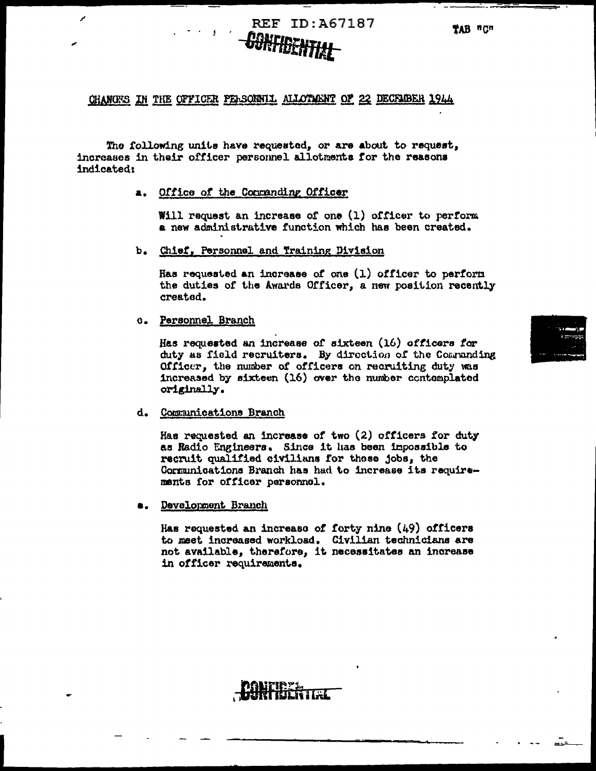REF ID:A67187

TAB "C"

CONFIDENTIAL

CHANGES IN THE OFFICER PERSONNEL ALLOTMENT OF 22 DECEMBER 1944

The following units have requested, or are about to request, increases in their officer personnel allotments for the reasons indicated:

a. Office of the Commanding Officer

Will request an increase of one (1) officer to perform a new administrative function which has been created.

b. Chief, Personnel and Training Division

Has requested an increase of one (1) officer to perform the duties of the Awards Officer, a new position recently created.

c. Personnel Branch

Has requested an increase of sixteen (16) officers for duty as field recruiters. By direction of the Commanding Officer, the number of officers on recruiting duty was increased by sixteen (16) over the number contemplated originally.

d. Communications Branch

Has requested an increase of two (2) officers for duty as Radio Engineers. Since it has been impossible to recruit qualified civilians for those jobs, the Communications Branch has had to increase its requirements for officer personnel.

e. Development Branch

Has requested an increase of forty nine (49) officers to meet increased workload. Civilian technicians are not available, therefore, it necessitates an increase in officer requirements.

CONFIDENTIAL